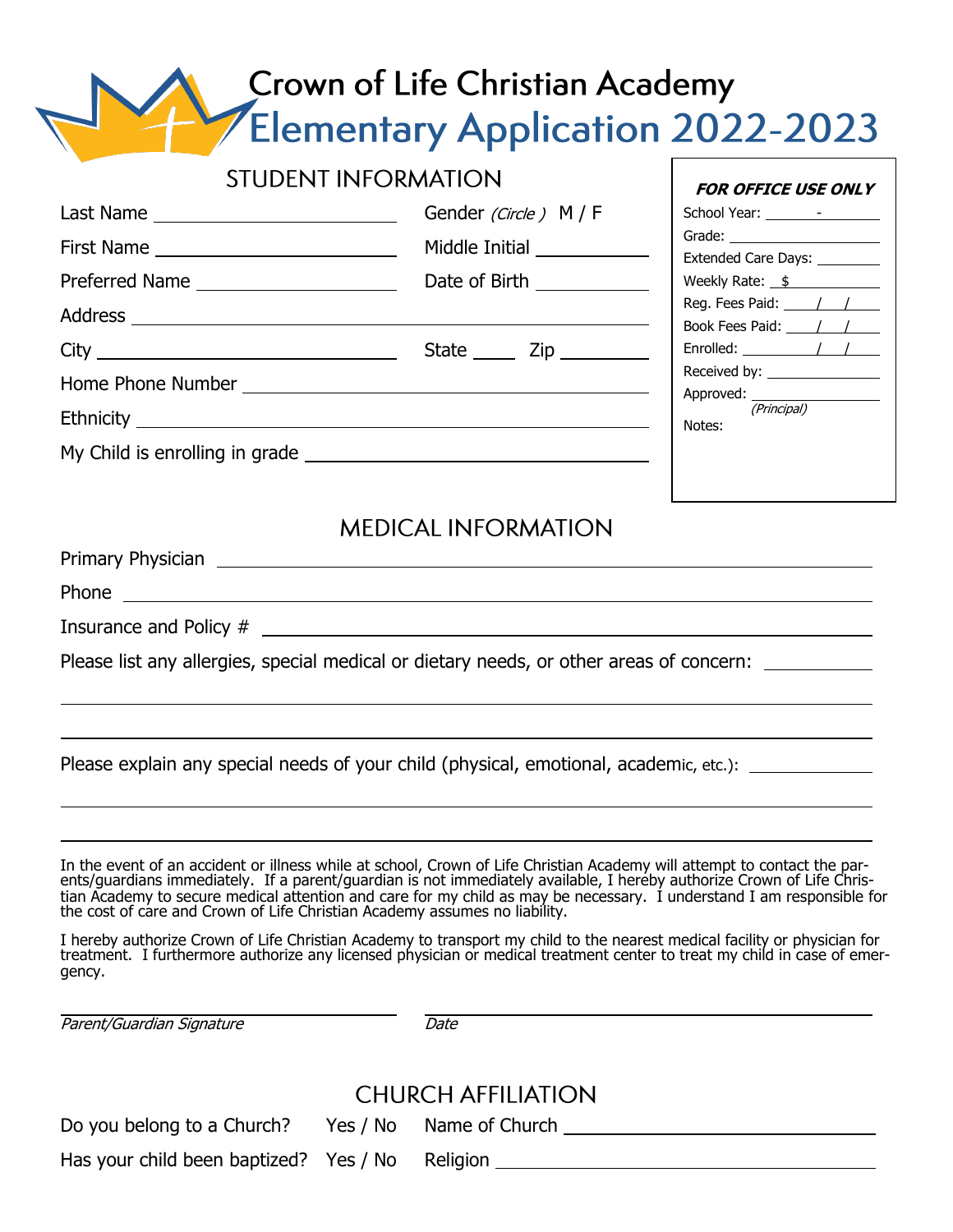# Crown of Life Christian Academy
# Elementary Application 2022-2023

## STUDENT INFORMATION

Last Name ______________________ Gender *(Circle)* M / F

First Name ______________________ Middle Initial __________

Preferred Name ______________________ Date of Birth __________

Address ______________________________________________

City ______________________ State _____ Zip ________

Home Phone Number ______________________________________

Ethnicity ______________________________________________

My Child is enrolling in grade ______________________________

***FOR OFFICE USE ONLY***

School Year: ______-______

Grade: ______________

Extended Care Days: ________

Weekly Rate: $ ________

Reg. Fees Paid: ___/___/___

Book Fees Paid: ___/___/___

Enrolled: ___/___/___

Received by: ______________

Approved: ______________
*(Principal)*

Notes:

## MEDICAL INFORMATION

Primary Physician ______________________________________________

Phone ______________________________________________

Insurance and Policy # ______________________________________________

Please list any allergies, special medical or dietary needs, or other areas of concern: __________

______________________________________________

______________________________________________

Please explain any special needs of your child (physical, emotional, academic, etc.): __________

______________________________________________

______________________________________________

In the event of an accident or illness while at school, Crown of Life Christian Academy will attempt to contact the parents/guardians immediately. If a parent/guardian is not immediately available, I hereby authorize Crown of Life Christian Academy to secure medical attention and care for my child as may be necessary. I understand I am responsible for the cost of care and Crown of Life Christian Academy assumes no liability.

I hereby authorize Crown of Life Christian Academy to transport my child to the nearest medical facility or physician for treatment. I furthermore authorize any licensed physician or medical treatment center to treat my child in case of emergency.

______________________ ______________________

*Parent/Guardian Signature* *Date*

## CHURCH AFFILIATION

Do you belong to a Church? Yes / No Name of Church ______________________

Has your child been baptized? Yes / No Religion ______________________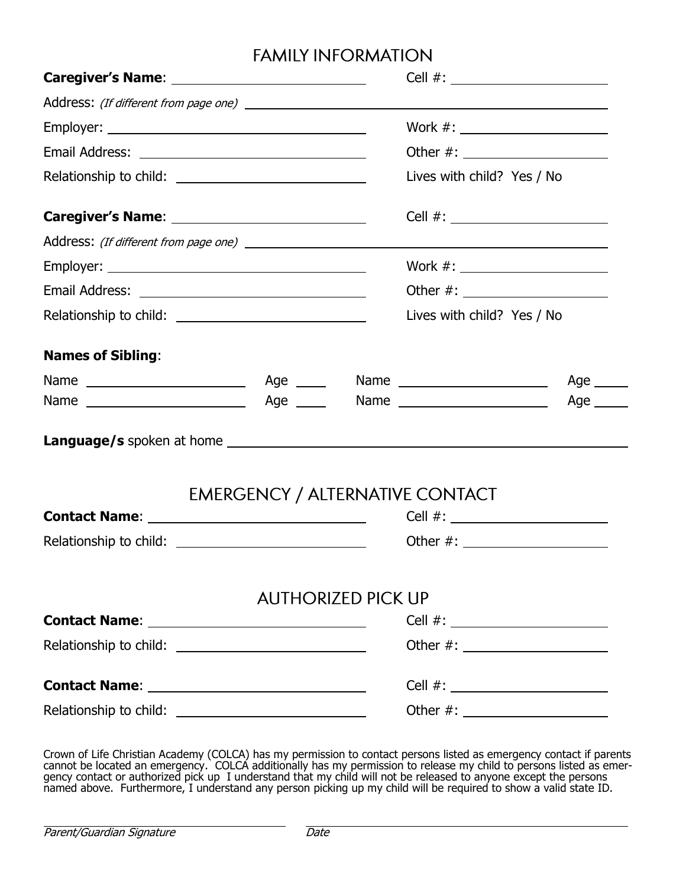## FAMILY INFORMATION

**Caregiver's Name**: ______________________ Cell #: ____________________

Address: *(If different from page one)* ____________________________________________

Employer: ______________________ Work #: ____________________

Email Address: ______________________ Other #: ____________________

Relationship to child: ______________________ Lives with child? Yes / No

**Caregiver's Name**: ______________________ Cell #: ____________________

Address: *(If different from page one)* ____________________________________________

Employer: ______________________ Work #: ____________________

Email Address: ______________________ Other #: ____________________

Relationship to child: ______________________ Lives with child? Yes / No

**Names of Sibling**:

Name ____________________ Age ____ Name ____________________ Age ____

Name ____________________ Age ____ Name ____________________ Age ____

**Language/s** spoken at home ____________________________________________

## EMERGENCY / ALTERNATIVE CONTACT

**Contact Name**: ______________________ Cell #: ____________________

Relationship to child: ______________________ Other #: ____________________

## AUTHORIZED PICK UP

**Contact Name**: ______________________ Cell #: ____________________

Relationship to child: ______________________ Other #: ____________________

**Contact Name**: ______________________ Cell #: ____________________

Relationship to child: ______________________ Other #: ____________________

Crown of Life Christian Academy (COLCA) has my permission to contact persons listed as emergency contact if parents cannot be located an emergency. COLCA additionally has my permission to release my child to persons listed as emergency contact or authorized pick up I understand that my child will not be released to anyone except the persons named above. Furthermore, I understand any person picking up my child will be required to show a valid state ID.

______________________ ______________________

*Parent/Guardian Signature* *Date*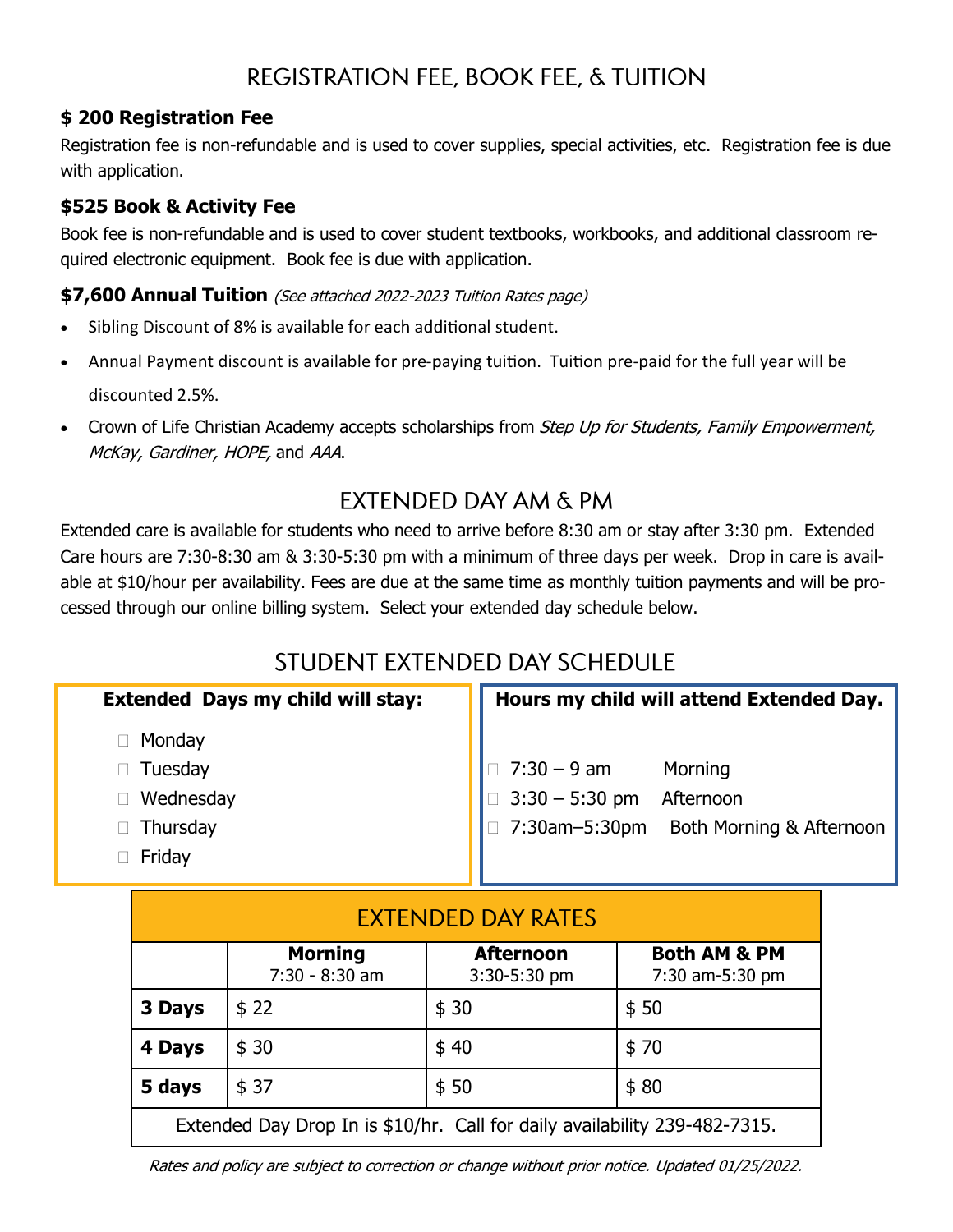# REGISTRATION FEE, BOOK FEE, & TUITION

### $ 200 Registration Fee

Registration fee is non-refundable and is used to cover supplies, special activities, etc. Registration fee is due with application.

### $525 Book & Activity Fee

Book fee is non-refundable and is used to cover student textbooks, workbooks, and additional classroom required electronic equipment. Book fee is due with application.

### $7,600 Annual Tuition *(See attached 2022-2023 Tuition Rates page)*

- Sibling Discount of 8% is available for each additional student.
- Annual Payment discount is available for pre-paying tuition. Tuition pre-paid for the full year will be discounted 2.5%.
- Crown of Life Christian Academy accepts scholarships from *Step Up for Students, Family Empowerment, McKay, Gardiner, HOPE,* and *AAA*.

# EXTENDED DAY AM & PM

Extended care is available for students who need to arrive before 8:30 am or stay after 3:30 pm. Extended Care hours are 7:30-8:30 am & 3:30-5:30 pm with a minimum of three days per week. Drop in care is available at $10/hour per availability. Fees are due at the same time as monthly tuition payments and will be processed through our online billing system. Select your extended day schedule below.

# STUDENT EXTENDED DAY SCHEDULE

**Extended Days my child will stay:**

- ☐ Monday
- ☐ Tuesday
- ☐ Wednesday
- ☐ Thursday
- ☐ Friday

**Hours my child will attend Extended Day.**

- ☐ 7:30 – 9 am Morning
- ☐ 3:30 – 5:30 pm Afternoon
- ☐ 7:30am–5:30pm Both Morning & Afternoon

## EXTENDED DAY RATES

| | **Morning** 7:30 - 8:30 am | **Afternoon** 3:30-5:30 pm | **Both AM & PM** 7:30 am-5:30 pm |
|---|---|---|---|
| **3 Days** | $ 22 | $ 30 | $ 50 |
| **4 Days** | $ 30 | $ 40 | $ 70 |
| **5 days** | $ 37 | $ 50 | $ 80 |
| Extended Day Drop In is $10/hr. Call for daily availability 239-482-7315. | | | |

*Rates and policy are subject to correction or change without prior notice. Updated 01/25/2022.*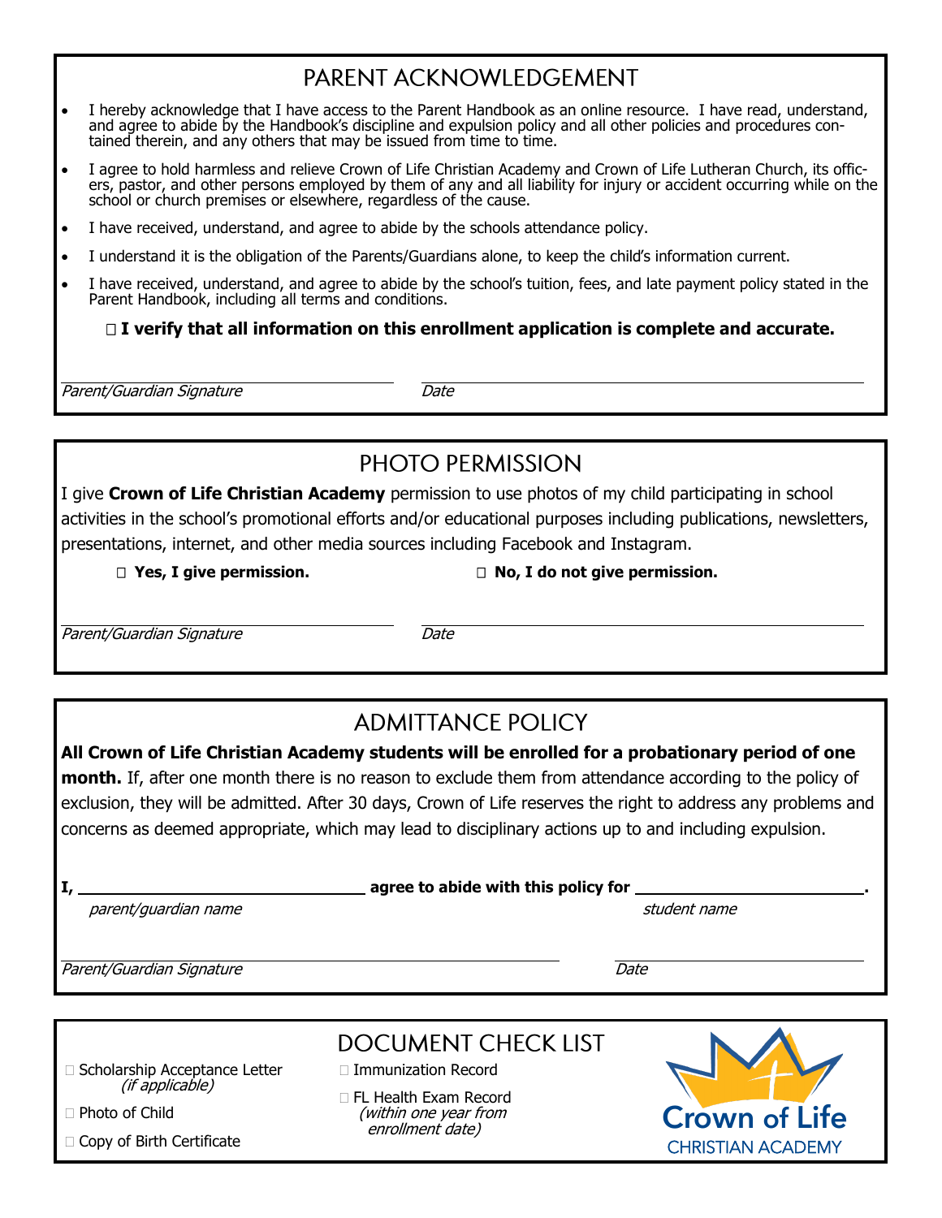## PARENT ACKNOWLEDGEMENT

- I hereby acknowledge that I have access to the Parent Handbook as an online resource. I have read, understand, and agree to abide by the Handbook's discipline and expulsion policy and all other policies and procedures contained therein, and any others that may be issued from time to time.
- I agree to hold harmless and relieve Crown of Life Christian Academy and Crown of Life Lutheran Church, its officers, pastor, and other persons employed by them of any and all liability for injury or accident occurring while on the school or church premises or elsewhere, regardless of the cause.
- I have received, understand, and agree to abide by the schools attendance policy.
- I understand it is the obligation of the Parents/Guardians alone, to keep the child's information current.
- I have received, understand, and agree to abide by the school's tuition, fees, and late payment policy stated in the Parent Handbook, including all terms and conditions.

☐ **I verify that all information on this enrollment application is complete and accurate.**

_______________________________ *Parent/Guardian Signature* _______________________________ *Date*

## PHOTO PERMISSION

I give **Crown of Life Christian Academy** permission to use photos of my child participating in school activities in the school's promotional efforts and/or educational purposes including publications, newsletters, presentations, internet, and other media sources including Facebook and Instagram.

☐ **Yes, I give permission.** ☐ **No, I do not give permission.**

_______________________________ *Parent/Guardian Signature* _______________________________ *Date*

## ADMITTANCE POLICY

**All Crown of Life Christian Academy students will be enrolled for a probationary period of one month.** If, after one month there is no reason to exclude them from attendance according to the policy of exclusion, they will be admitted. After 30 days, Crown of Life reserves the right to address any problems and concerns as deemed appropriate, which may lead to disciplinary actions up to and including expulsion.

**I,** _______________________________ **agree to abide with this policy for** _______________________________**.**
*parent/guardian name* *student name*

_______________________________ *Parent/Guardian Signature* _______________________________ *Date*

## DOCUMENT CHECK LIST

- ☐ Scholarship Acceptance Letter *(if applicable)*
- ☐ Photo of Child
- ☐ Copy of Birth Certificate
- ☐ Immunization Record
- ☐ FL Health Exam Record *(within one year from enrollment date)*

Crown of Life
CHRISTIAN ACADEMY